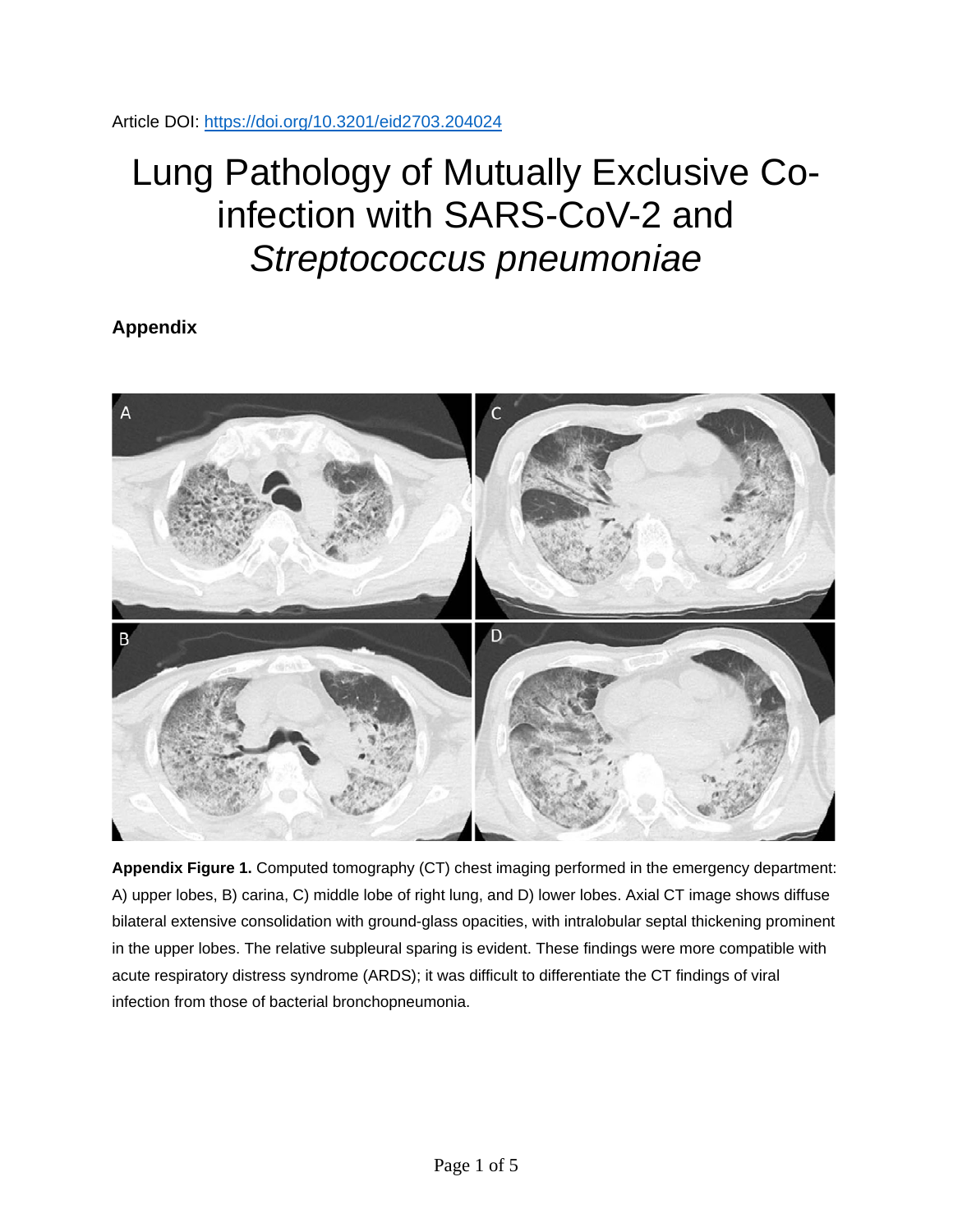Article DOI: https://doi.org/10.3201/eid2703.204024

# Lung Pathology of Mutually Exclusive Co-infection with SARS-CoV-2 and *Streptococcus pneumoniae*

## Appendix

**Appendix Figure 1.** Computed tomography (CT) chest imaging performed in the emergency department: A) upper lobes, B) carina, C) middle lobe of right lung, and D) lower lobes. Axial CT image shows diffuse bilateral extensive consolidation with ground-glass opacities, with intralobular septal thickening prominent in the upper lobes. The relative subpleural sparing is evident. These findings were more compatible with acute respiratory distress syndrome (ARDS); it was difficult to differentiate the CT findings of viral infection from those of bacterial bronchopneumonia.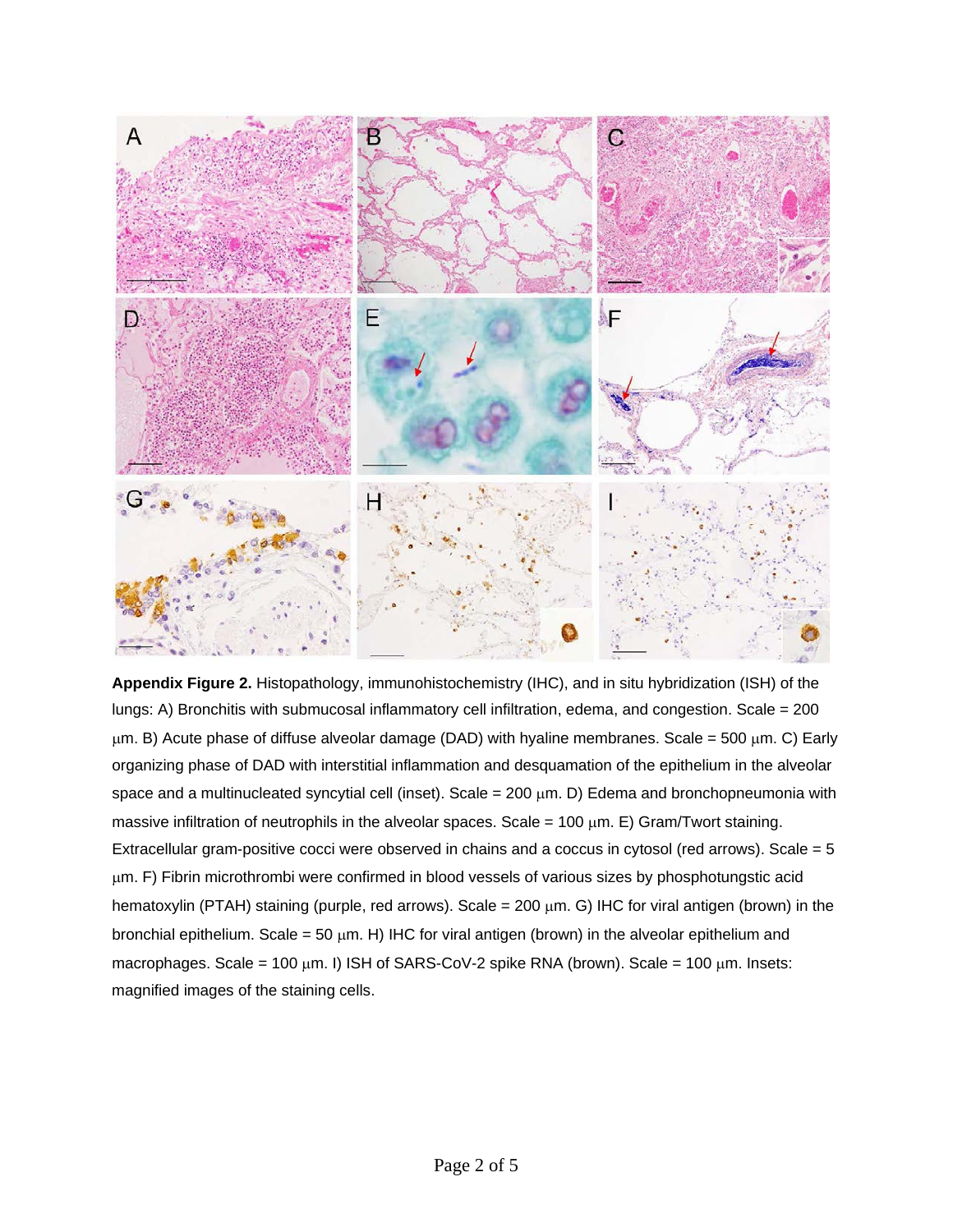**Appendix Figure 2.** Histopathology, immunohistochemistry (IHC), and in situ hybridization (ISH) of the lungs: A) Bronchitis with submucosal inflammatory cell infiltration, edema, and congestion. Scale = 200 μm. B) Acute phase of diffuse alveolar damage (DAD) with hyaline membranes. Scale = 500 μm. C) Early organizing phase of DAD with interstitial inflammation and desquamation of the epithelium in the alveolar space and a multinucleated syncytial cell (inset). Scale = 200 μm. D) Edema and bronchopneumonia with massive infiltration of neutrophils in the alveolar spaces. Scale = 100 μm. E) Gram/Twort staining. Extracellular gram-positive cocci were observed in chains and a coccus in cytosol (red arrows). Scale = 5 μm. F) Fibrin microthrombi were confirmed in blood vessels of various sizes by phosphotungstic acid hematoxylin (PTAH) staining (purple, red arrows). Scale = 200 μm. G) IHC for viral antigen (brown) in the bronchial epithelium. Scale = 50 μm. H) IHC for viral antigen (brown) in the alveolar epithelium and macrophages. Scale = 100 μm. I) ISH of SARS-CoV-2 spike RNA (brown). Scale = 100 μm. Insets: magnified images of the staining cells.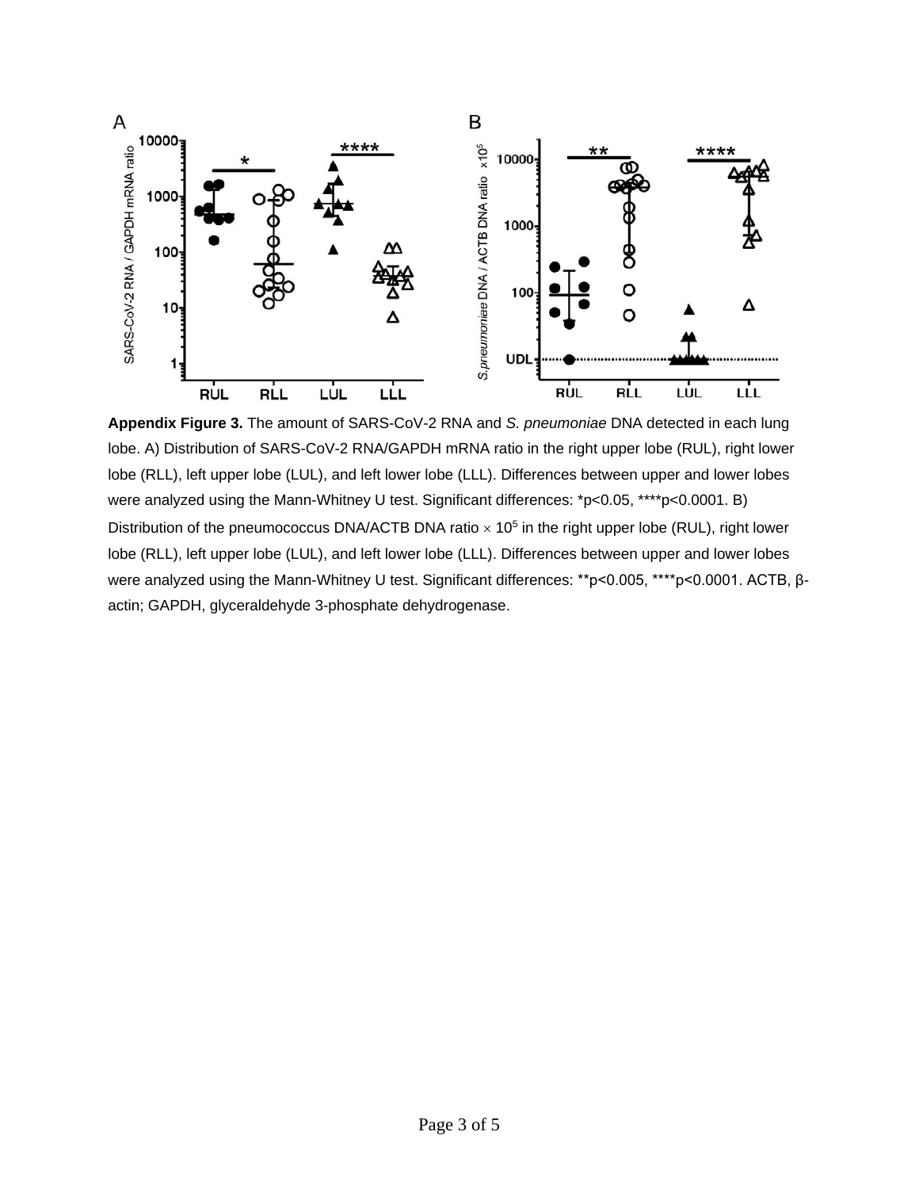**Appendix Figure 3.** The amount of SARS-CoV-2 RNA and *S. pneumoniae* DNA detected in each lung lobe. A) Distribution of SARS-CoV-2 RNA/GAPDH mRNA ratio in the right upper lobe (RUL), right lower lobe (RLL), left upper lobe (LUL), and left lower lobe (LLL). Differences between upper and lower lobes were analyzed using the Mann-Whitney U test. Significant differences: *p<0.05, ****p<0.0001. B) Distribution of the pneumococcus DNA/ACTB DNA ratio $\times 10^5$ in the right upper lobe (RUL), right lower lobe (RLL), left upper lobe (LUL), and left lower lobe (LLL). Differences between upper and lower lobes were analyzed using the Mann-Whitney U test. Significant differences: **p<0.005, ****p<0.0001. ACTB, β-actin; GAPDH, glyceraldehyde 3-phosphate dehydrogenase.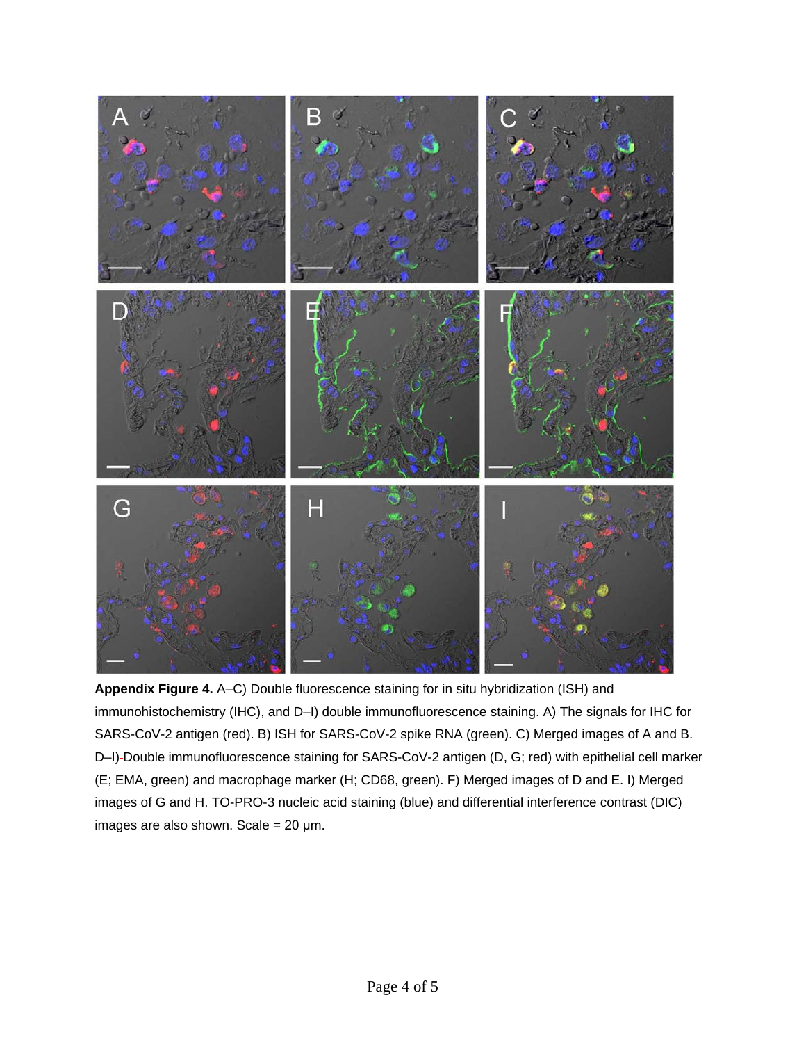**Appendix Figure 4.** A–C) Double fluorescence staining for in situ hybridization (ISH) and immunohistochemistry (IHC), and D–I) double immunofluorescence staining. A) The signals for IHC for SARS-CoV-2 antigen (red). B) ISH for SARS-CoV-2 spike RNA (green). C) Merged images of A and B. D–I) Double immunofluorescence staining for SARS-CoV-2 antigen (D, G; red) with epithelial cell marker (E; EMA, green) and macrophage marker (H; CD68, green). F) Merged images of D and E. I) Merged images of G and H. TO-PRO-3 nucleic acid staining (blue) and differential interference contrast (DIC) images are also shown. Scale = 20 μm.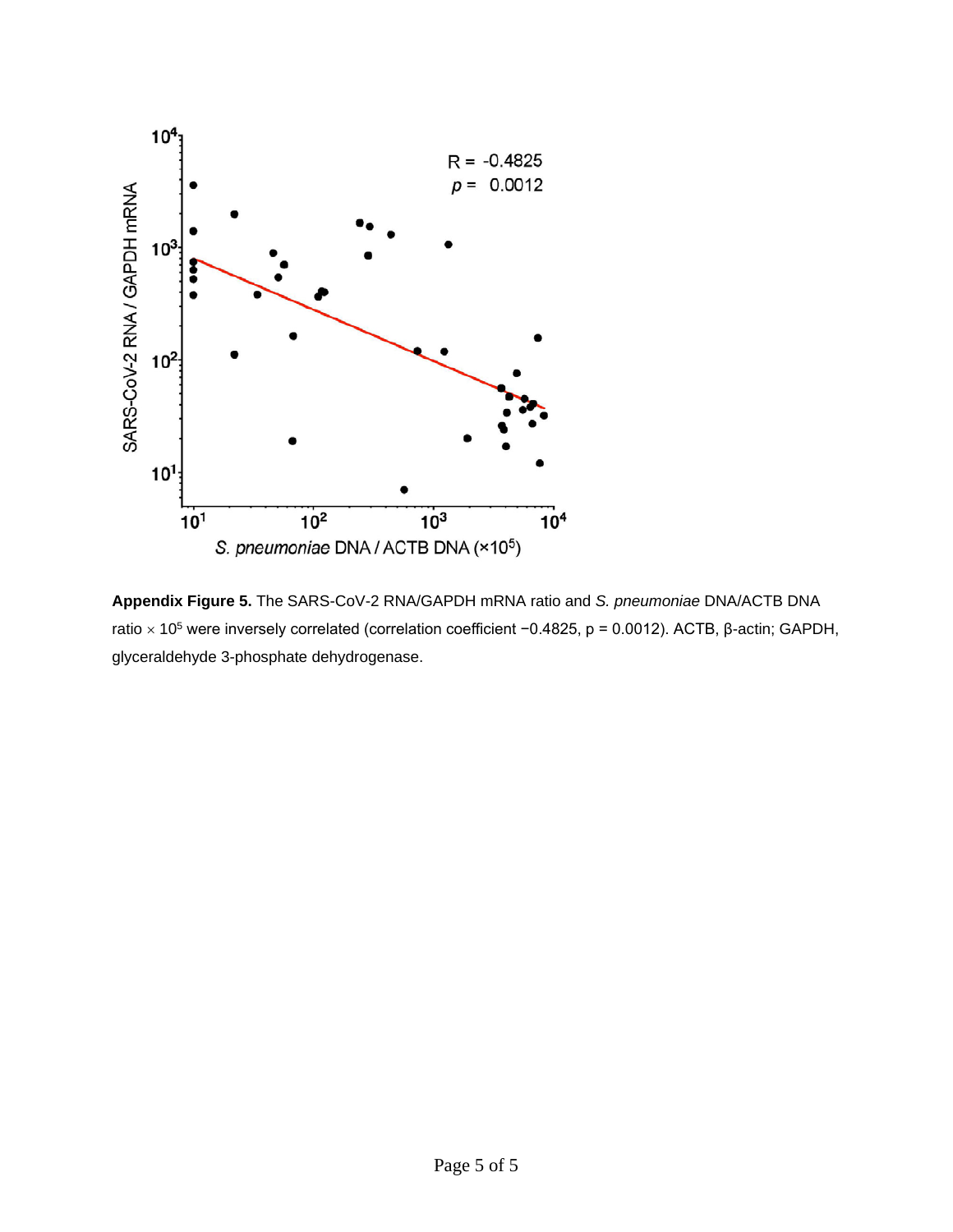$10^4$

R = -0.4825
$p$ = 0.0012

SARS-CoV-2 RNA / GAPDH mRNA

$10^3$

$10^2$

$10^1$

$10^1$ $10^2$ $10^3$ $10^4$

*S. pneumoniae* DNA / ACTB DNA ($\times 10^5$)

**Appendix Figure 5.** The SARS-CoV-2 RNA/GAPDH mRNA ratio and *S. pneumoniae* DNA/ACTB DNA ratio $\times$ $10^5$ were inversely correlated (correlation coefficient −0.4825, p = 0.0012). ACTB, β-actin; GAPDH, glyceraldehyde 3-phosphate dehydrogenase.